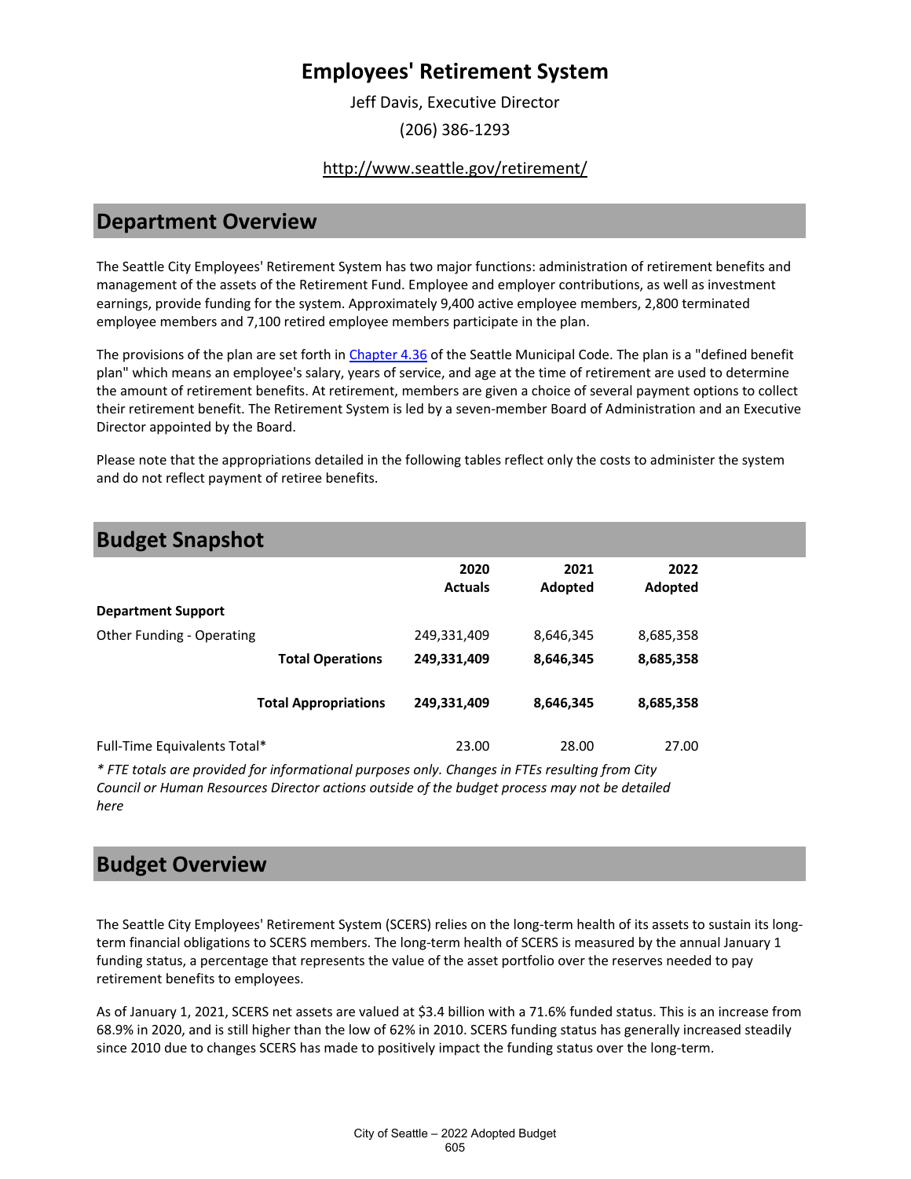# Employees' Retirement System

Jeff Davis, Executive Director

(206) 386-1293

http://www.seattle.gov/retirement/

## Department Overview

The Seattle City Employees' Retirement System has two major functions: administration of retirement benefits and management of the assets of the Retirement Fund. Employee and employer contributions, as well as investment earnings, provide funding for the system. Approximately 9,400 active employee members, 2,800 terminated employee members and 7,100 retired employee members participate in the plan.

The provisions of the plan are set forth in Chapter 4.36 of the Seattle Municipal Code. The plan is a "defined benefit plan" which means an employee's salary, years of service, and age at the time of retirement are used to determine the amount of retirement benefits. At retirement, members are given a choice of several payment options to collect their retirement benefit. The Retirement System is led by a seven-member Board of Administration and an Executive Director appointed by the Board.

Please note that the appropriations detailed in the following tables reflect only the costs to administer the system and do not reflect payment of retiree benefits.

## Budget Snapshot

| | 2020 Actuals | 2021 Adopted | 2022 Adopted |
|---|---|---|---|
| **Department Support** | | | |
| Other Funding - Operating | 249,331,409 | 8,646,345 | 8,685,358 |
| **Total Operations** | **249,331,409** | **8,646,345** | **8,685,358** |
| **Total Appropriations** | **249,331,409** | **8,646,345** | **8,685,358** |
| Full-Time Equivalents Total* | 23.00 | 28.00 | 27.00 |

*\* FTE totals are provided for informational purposes only. Changes in FTEs resulting from City Council or Human Resources Director actions outside of the budget process may not be detailed here*

## Budget Overview

The Seattle City Employees' Retirement System (SCERS) relies on the long-term health of its assets to sustain its long-term financial obligations to SCERS members. The long-term health of SCERS is measured by the annual January 1 funding status, a percentage that represents the value of the asset portfolio over the reserves needed to pay retirement benefits to employees.

As of January 1, 2021, SCERS net assets are valued at $3.4 billion with a 71.6% funded status. This is an increase from 68.9% in 2020, and is still higher than the low of 62% in 2010. SCERS funding status has generally increased steadily since 2010 due to changes SCERS has made to positively impact the funding status over the long-term.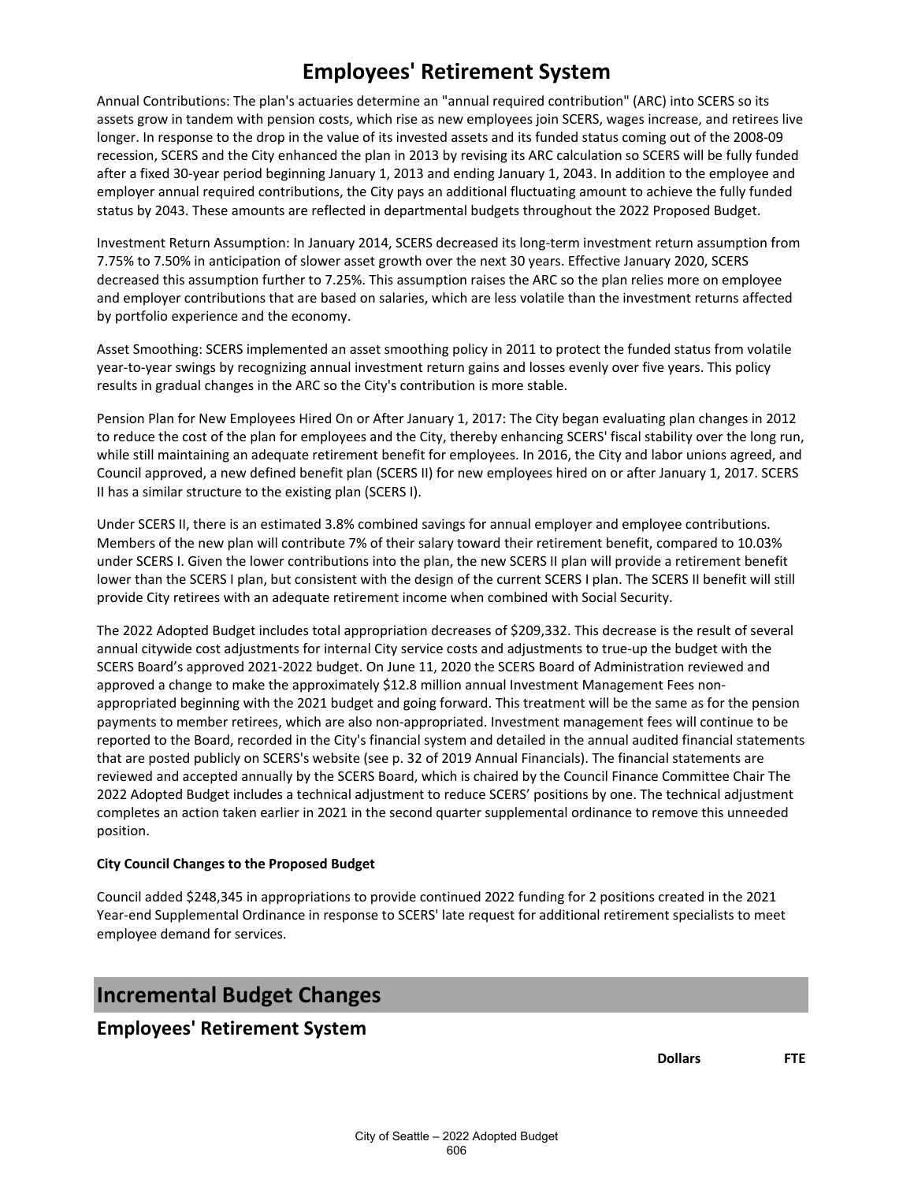# Employees' Retirement System

Annual Contributions: The plan's actuaries determine an "annual required contribution" (ARC) into SCERS so its assets grow in tandem with pension costs, which rise as new employees join SCERS, wages increase, and retirees live longer. In response to the drop in the value of its invested assets and its funded status coming out of the 2008-09 recession, SCERS and the City enhanced the plan in 2013 by revising its ARC calculation so SCERS will be fully funded after a fixed 30-year period beginning January 1, 2013 and ending January 1, 2043. In addition to the employee and employer annual required contributions, the City pays an additional fluctuating amount to achieve the fully funded status by 2043. These amounts are reflected in departmental budgets throughout the 2022 Proposed Budget.

Investment Return Assumption: In January 2014, SCERS decreased its long-term investment return assumption from 7.75% to 7.50% in anticipation of slower asset growth over the next 30 years. Effective January 2020, SCERS decreased this assumption further to 7.25%. This assumption raises the ARC so the plan relies more on employee and employer contributions that are based on salaries, which are less volatile than the investment returns affected by portfolio experience and the economy.

Asset Smoothing: SCERS implemented an asset smoothing policy in 2011 to protect the funded status from volatile year-to-year swings by recognizing annual investment return gains and losses evenly over five years. This policy results in gradual changes in the ARC so the City's contribution is more stable.

Pension Plan for New Employees Hired On or After January 1, 2017: The City began evaluating plan changes in 2012 to reduce the cost of the plan for employees and the City, thereby enhancing SCERS' fiscal stability over the long run, while still maintaining an adequate retirement benefit for employees. In 2016, the City and labor unions agreed, and Council approved, a new defined benefit plan (SCERS II) for new employees hired on or after January 1, 2017. SCERS II has a similar structure to the existing plan (SCERS I).

Under SCERS II, there is an estimated 3.8% combined savings for annual employer and employee contributions. Members of the new plan will contribute 7% of their salary toward their retirement benefit, compared to 10.03% under SCERS I. Given the lower contributions into the plan, the new SCERS II plan will provide a retirement benefit lower than the SCERS I plan, but consistent with the design of the current SCERS I plan. The SCERS II benefit will still provide City retirees with an adequate retirement income when combined with Social Security.

The 2022 Adopted Budget includes total appropriation decreases of $209,332. This decrease is the result of several annual citywide cost adjustments for internal City service costs and adjustments to true-up the budget with the SCERS Board's approved 2021-2022 budget. On June 11, 2020 the SCERS Board of Administration reviewed and approved a change to make the approximately $12.8 million annual Investment Management Fees non-appropriated beginning with the 2021 budget and going forward. This treatment will be the same as for the pension payments to member retirees, which are also non-appropriated. Investment management fees will continue to be reported to the Board, recorded in the City's financial system and detailed in the annual audited financial statements that are posted publicly on SCERS's website (see p. 32 of 2019 Annual Financials). The financial statements are reviewed and accepted annually by the SCERS Board, which is chaired by the Council Finance Committee Chair The 2022 Adopted Budget includes a technical adjustment to reduce SCERS' positions by one. The technical adjustment completes an action taken earlier in 2021 in the second quarter supplemental ordinance to remove this unneeded position.

**City Council Changes to the Proposed Budget**

Council added $248,345 in appropriations to provide continued 2022 funding for 2 positions created in the 2021 Year-end Supplemental Ordinance in response to SCERS' late request for additional retirement specialists to meet employee demand for services.

## Incremental Budget Changes

### Employees' Retirement System

| | Dollars | FTE |
|---|---|---|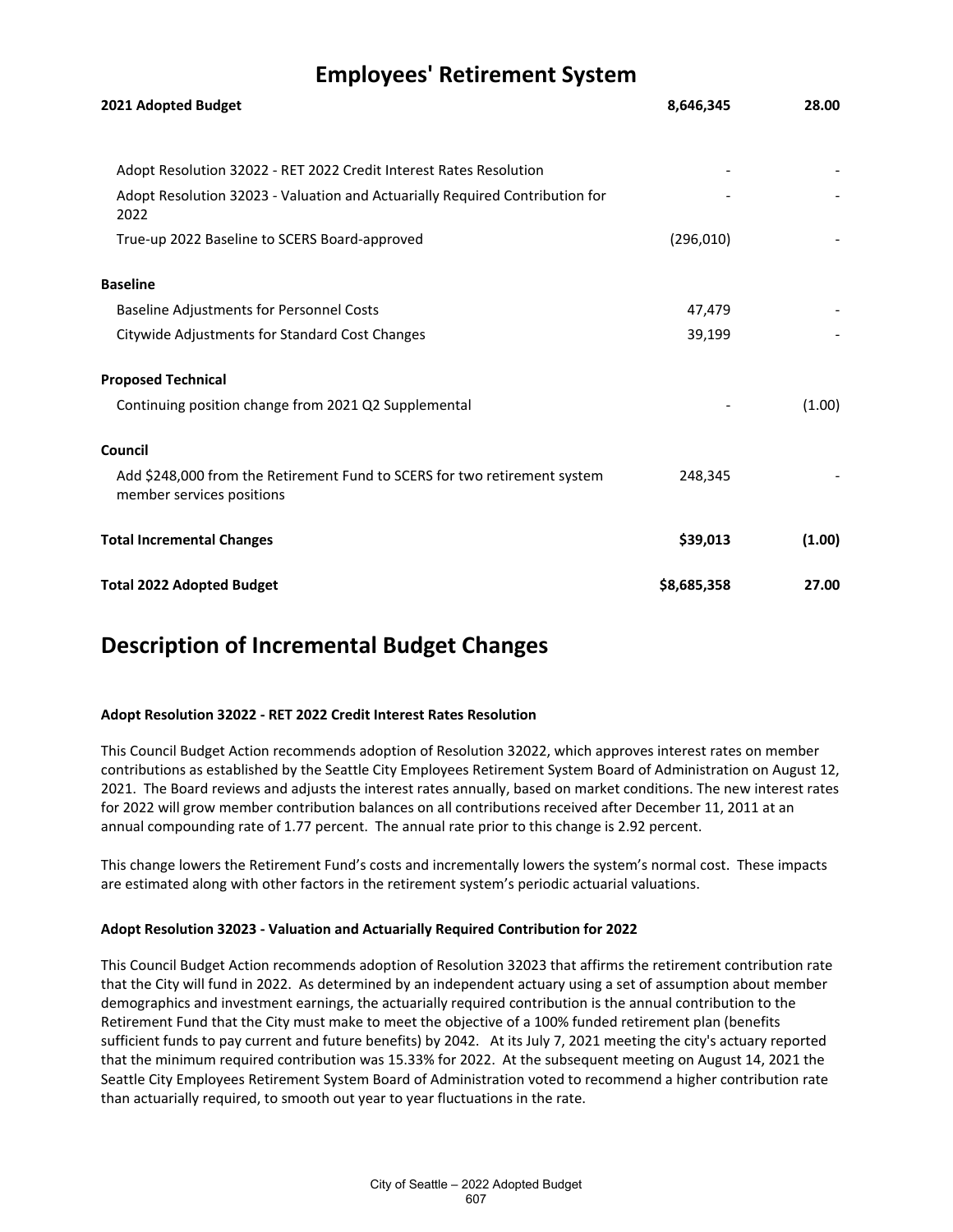# Employees' Retirement System

| | | |
|---|---|---|
| **2021 Adopted Budget** | **8,646,345** | **28.00** |
| Adopt Resolution 32022 - RET 2022 Credit Interest Rates Resolution | - | - |
| Adopt Resolution 32023 - Valuation and Actuarially Required Contribution for 2022 | - | - |
| True-up 2022 Baseline to SCERS Board-approved | (296,010) | - |
| **Baseline** | | |
| Baseline Adjustments for Personnel Costs | 47,479 | - |
| Citywide Adjustments for Standard Cost Changes | 39,199 | - |
| **Proposed Technical** | | |
| Continuing position change from 2021 Q2 Supplemental | - | (1.00) |
| **Council** | | |
| Add $248,000 from the Retirement Fund to SCERS for two retirement system member services positions | 248,345 | - |
| **Total Incremental Changes** | **$39,013** | **(1.00)** |
| **Total 2022 Adopted Budget** | **$8,685,358** | **27.00** |

# Description of Incremental Budget Changes

**Adopt Resolution 32022 - RET 2022 Credit Interest Rates Resolution**

This Council Budget Action recommends adoption of Resolution 32022, which approves interest rates on member contributions as established by the Seattle City Employees Retirement System Board of Administration on August 12, 2021. The Board reviews and adjusts the interest rates annually, based on market conditions. The new interest rates for 2022 will grow member contribution balances on all contributions received after December 11, 2011 at an annual compounding rate of 1.77 percent. The annual rate prior to this change is 2.92 percent.

This change lowers the Retirement Fund's costs and incrementally lowers the system's normal cost. These impacts are estimated along with other factors in the retirement system's periodic actuarial valuations.

**Adopt Resolution 32023 - Valuation and Actuarially Required Contribution for 2022**

This Council Budget Action recommends adoption of Resolution 32023 that affirms the retirement contribution rate that the City will fund in 2022. As determined by an independent actuary using a set of assumption about member demographics and investment earnings, the actuarially required contribution is the annual contribution to the Retirement Fund that the City must make to meet the objective of a 100% funded retirement plan (benefits sufficient funds to pay current and future benefits) by 2042. At its July 7, 2021 meeting the city's actuary reported that the minimum required contribution was 15.33% for 2022. At the subsequent meeting on August 14, 2021 the Seattle City Employees Retirement System Board of Administration voted to recommend a higher contribution rate than actuarially required, to smooth out year to year fluctuations in the rate.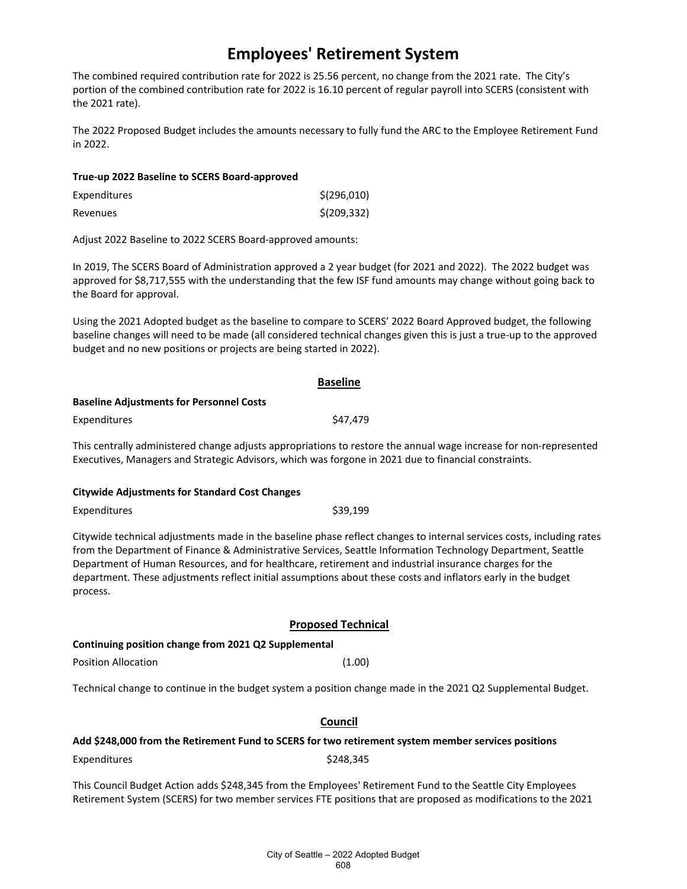# Employees' Retirement System

The combined required contribution rate for 2022 is 25.56 percent, no change from the 2021 rate. The City's portion of the combined contribution rate for 2022 is 16.10 percent of regular payroll into SCERS (consistent with the 2021 rate).

The 2022 Proposed Budget includes the amounts necessary to fully fund the ARC to the Employee Retirement Fund in 2022.

**True-up 2022 Baseline to SCERS Board-approved**

| | |
|---|---|
| Expenditures | $(296,010) |
| Revenues | $(209,332) |

Adjust 2022 Baseline to 2022 SCERS Board-approved amounts:

In 2019, The SCERS Board of Administration approved a 2 year budget (for 2021 and 2022). The 2022 budget was approved for $8,717,555 with the understanding that the few ISF fund amounts may change without going back to the Board for approval.

Using the 2021 Adopted budget as the baseline to compare to SCERS' 2022 Board Approved budget, the following baseline changes will need to be made (all considered technical changes given this is just a true-up to the approved budget and no new positions or projects are being started in 2022).

## Baseline

**Baseline Adjustments for Personnel Costs**

| | |
|---|---|
| Expenditures | $47,479 |

This centrally administered change adjusts appropriations to restore the annual wage increase for non-represented Executives, Managers and Strategic Advisors, which was forgone in 2021 due to financial constraints.

**Citywide Adjustments for Standard Cost Changes**

| | |
|---|---|
| Expenditures | $39,199 |

Citywide technical adjustments made in the baseline phase reflect changes to internal services costs, including rates from the Department of Finance & Administrative Services, Seattle Information Technology Department, Seattle Department of Human Resources, and for healthcare, retirement and industrial insurance charges for the department. These adjustments reflect initial assumptions about these costs and inflators early in the budget process.

## Proposed Technical

**Continuing position change from 2021 Q2 Supplemental**

| | |
|---|---|
| Position Allocation | (1.00) |

Technical change to continue in the budget system a position change made in the 2021 Q2 Supplemental Budget.

## Council

**Add $248,000 from the Retirement Fund to SCERS for two retirement system member services positions**

| | |
|---|---|
| Expenditures | $248,345 |

This Council Budget Action adds $248,345 from the Employees' Retirement Fund to the Seattle City Employees Retirement System (SCERS) for two member services FTE positions that are proposed as modifications to the 2021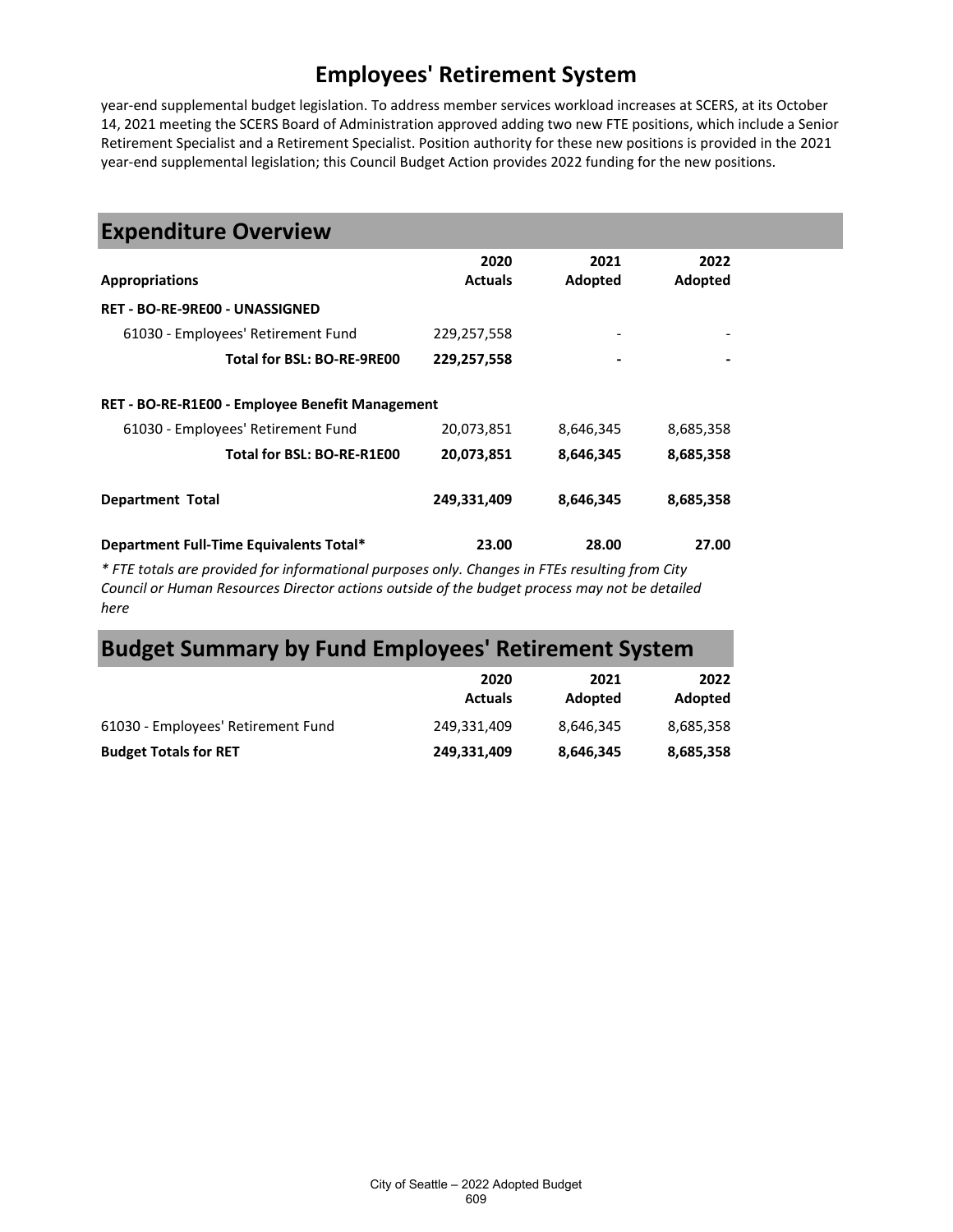# Employees' Retirement System

year-end supplemental budget legislation. To address member services workload increases at SCERS, at its October 14, 2021 meeting the SCERS Board of Administration approved adding two new FTE positions, which include a Senior Retirement Specialist and a Retirement Specialist. Position authority for these new positions is provided in the 2021 year-end supplemental legislation; this Council Budget Action provides 2022 funding for the new positions.

## Expenditure Overview

| Appropriations | 2020 Actuals | 2021 Adopted | 2022 Adopted |
|---|---|---|---|
| **RET - BO-RE-9RE00 - UNASSIGNED** | | | |
| 61030 - Employees' Retirement Fund | 229,257,558 | - | - |
| **Total for BSL: BO-RE-9RE00** | **229,257,558** | **-** | **-** |
| **RET - BO-RE-R1E00 - Employee Benefit Management** | | | |
| 61030 - Employees' Retirement Fund | 20,073,851 | 8,646,345 | 8,685,358 |
| **Total for BSL: BO-RE-R1E00** | **20,073,851** | **8,646,345** | **8,685,358** |
| **Department Total** | **249,331,409** | **8,646,345** | **8,685,358** |
| **Department Full-Time Equivalents Total*** | **23.00** | **28.00** | **27.00** |

*\* FTE totals are provided for informational purposes only. Changes in FTEs resulting from City Council or Human Resources Director actions outside of the budget process may not be detailed here*

## Budget Summary by Fund Employees' Retirement System

| | 2020 Actuals | 2021 Adopted | 2022 Adopted |
|---|---|---|---|
| 61030 - Employees' Retirement Fund | 249,331,409 | 8,646,345 | 8,685,358 |
| **Budget Totals for RET** | **249,331,409** | **8,646,345** | **8,685,358** |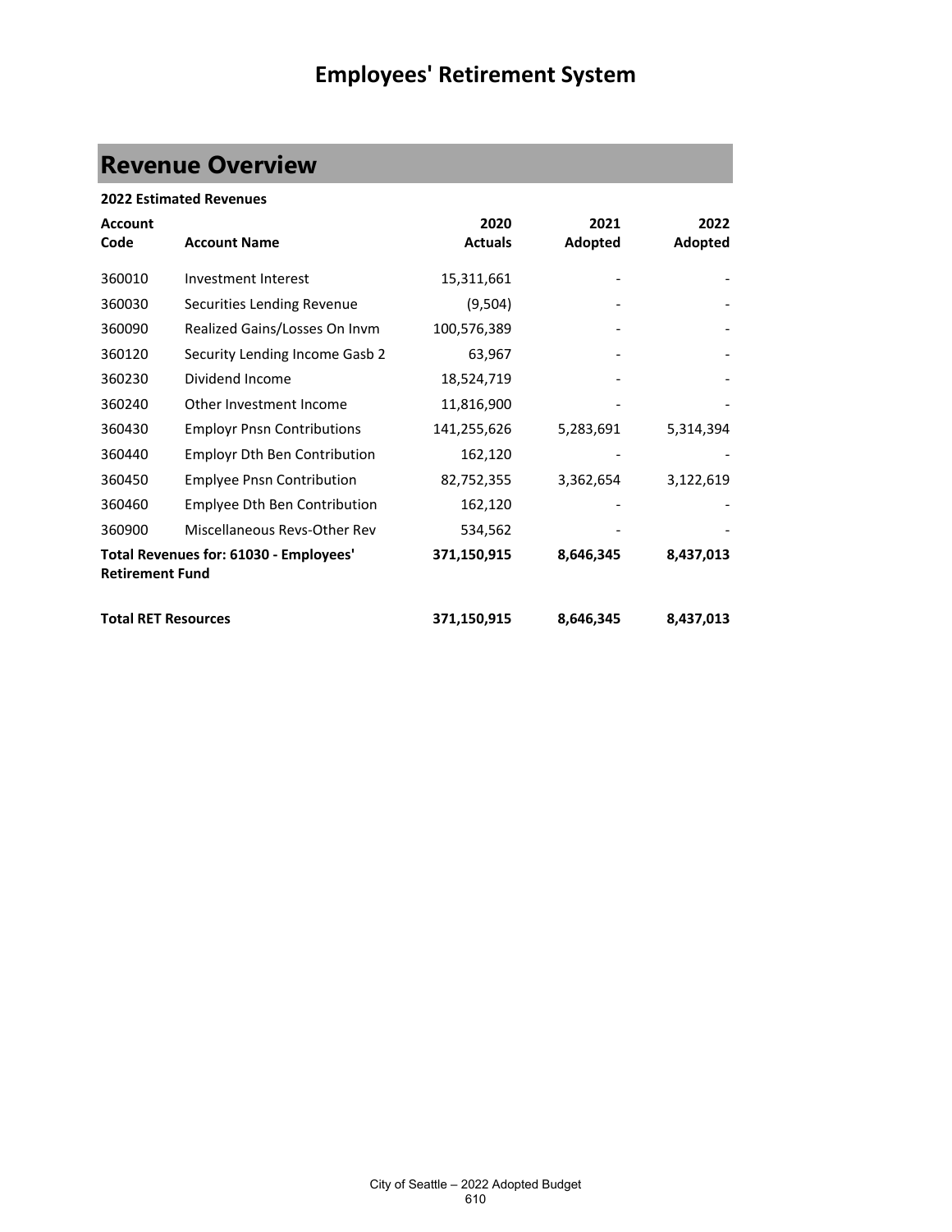# Employees' Retirement System

## Revenue Overview

**2022 Estimated Revenues**

| Account Code | Account Name | 2020 Actuals | 2021 Adopted | 2022 Adopted |
|---|---|---|---|---|
| 360010 | Investment Interest | 15,311,661 | - | - |
| 360030 | Securities Lending Revenue | (9,504) | - | - |
| 360090 | Realized Gains/Losses On Invm | 100,576,389 | - | - |
| 360120 | Security Lending Income Gasb 2 | 63,967 | - | - |
| 360230 | Dividend Income | 18,524,719 | - | - |
| 360240 | Other Investment Income | 11,816,900 | - | - |
| 360430 | Employr Pnsn Contributions | 141,255,626 | 5,283,691 | 5,314,394 |
| 360440 | Employr Dth Ben Contribution | 162,120 | - | - |
| 360450 | Emplyee Pnsn Contribution | 82,752,355 | 3,362,654 | 3,122,619 |
| 360460 | Emplyee Dth Ben Contribution | 162,120 | - | - |
| 360900 | Miscellaneous Revs-Other Rev | 534,562 | - | - |
| **Total Revenues for: 61030 - Employees' Retirement Fund** | | **371,150,915** | **8,646,345** | **8,437,013** |
| | | | | |
| **Total RET Resources** | | **371,150,915** | **8,646,345** | **8,437,013** |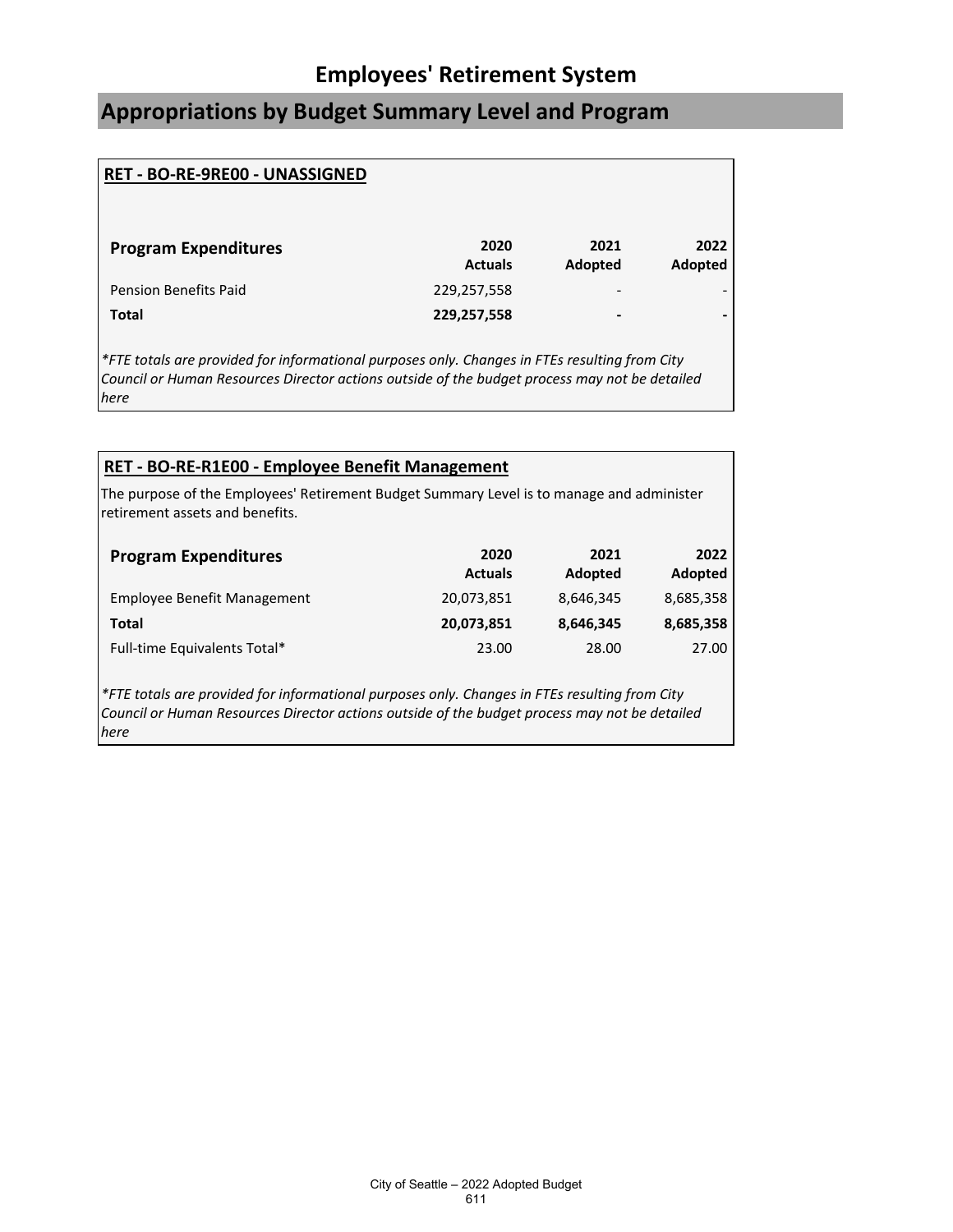# Employees' Retirement System

## Appropriations by Budget Summary Level and Program

### RET - BO-RE-9RE00 - UNASSIGNED

| Program Expenditures | 2020 Actuals | 2021 Adopted | 2022 Adopted |
|---|---|---|---|
| Pension Benefits Paid | 229,257,558 | - | - |
| **Total** | **229,257,558** | **-** | **-** |

*\*FTE totals are provided for informational purposes only. Changes in FTEs resulting from City Council or Human Resources Director actions outside of the budget process may not be detailed here*

### RET - BO-RE-R1E00 - Employee Benefit Management

The purpose of the Employees' Retirement Budget Summary Level is to manage and administer retirement assets and benefits.

| Program Expenditures | 2020 Actuals | 2021 Adopted | 2022 Adopted |
|---|---|---|---|
| Employee Benefit Management | 20,073,851 | 8,646,345 | 8,685,358 |
| **Total** | **20,073,851** | **8,646,345** | **8,685,358** |
| Full-time Equivalents Total* | 23.00 | 28.00 | 27.00 |

*\*FTE totals are provided for informational purposes only. Changes in FTEs resulting from City Council or Human Resources Director actions outside of the budget process may not be detailed here*